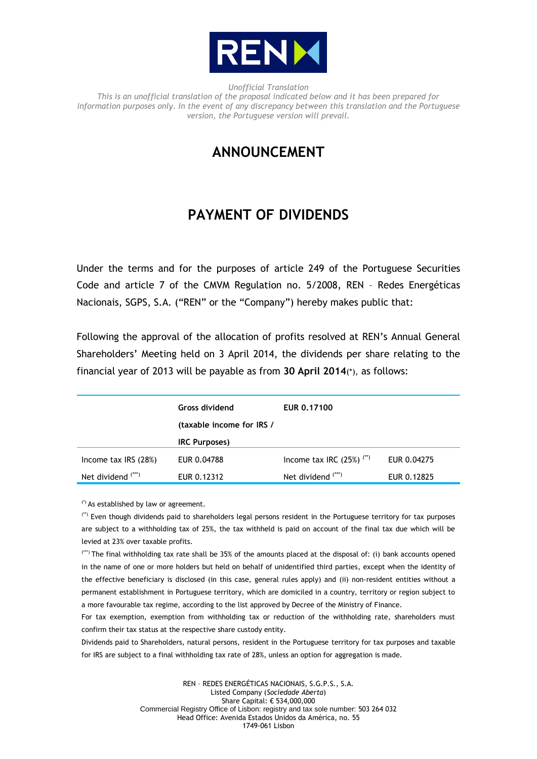*Unofficial Translation*
*This is an unofficial translation of the proposal indicated below and it has been prepared for information purposes only. In the event of any discrepancy between this translation and the Portuguese version, the Portuguese version will prevail.*

# ANNOUNCEMENT

# PAYMENT OF DIVIDENDS

Under the terms and for the purposes of article 249 of the Portuguese Securities Code and article 7 of the CMVM Regulation no. 5/2008, REN – Redes Energéticas Nacionais, SGPS, S.A. ("REN" or the "Company") hereby makes public that:

Following the approval of the allocation of profits resolved at REN's Annual General Shareholders' Meeting held on 3 April 2014, the dividends per share relating to the financial year of 2013 will be payable as from **30 April 2014**(*), as follows:

| | **Gross dividend (taxable income for IRS / IRC Purposes)** | **EUR 0.17100** | |
|---|---|---|---|
| Income tax IRS (28%) | EUR 0.04788 | Income tax IRC (25%) (**) | EUR 0.04275 |
| Net dividend (***) | EUR 0.12312 | Net dividend (***) | EUR 0.12825 |

(*) As established by law or agreement.

(**) Even though dividends paid to shareholders legal persons resident in the Portuguese territory for tax purposes are subject to a withholding tax of 25%, the tax withheld is paid on account of the final tax due which will be levied at 23% over taxable profits.

(***) The final withholding tax rate shall be 35% of the amounts placed at the disposal of: (i) bank accounts opened in the name of one or more holders but held on behalf of unidentified third parties, except when the identity of the effective beneficiary is disclosed (in this case, general rules apply) and (ii) non-resident entities without a permanent establishment in Portuguese territory, which are domiciled in a country, territory or region subject to a more favourable tax regime, according to the list approved by Decree of the Ministry of Finance.

For tax exemption, exemption from withholding tax or reduction of the withholding rate, shareholders must confirm their tax status at the respective share custody entity.

Dividends paid to Shareholders, natural persons, resident in the Portuguese territory for tax purposes and taxable for IRS are subject to a final withholding tax rate of 28%, unless an option for aggregation is made.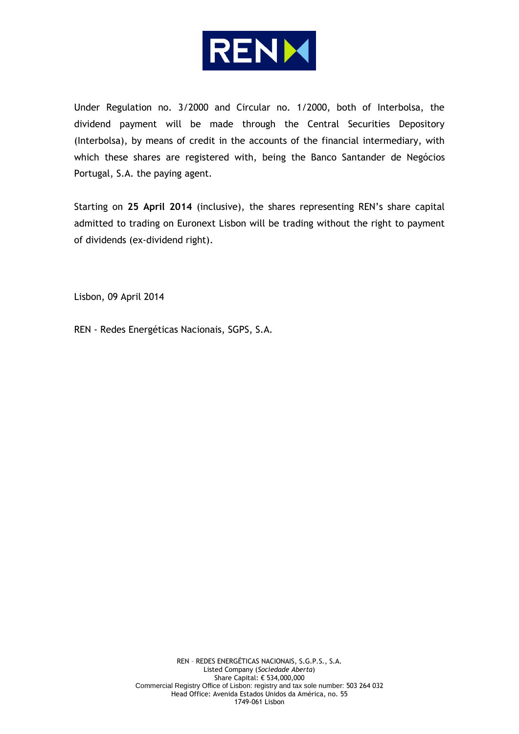Under Regulation no. 3/2000 and Circular no. 1/2000, both of Interbolsa, the dividend payment will be made through the Central Securities Depository (Interbolsa), by means of credit in the accounts of the financial intermediary, with which these shares are registered with, being the Banco Santander de Negócios Portugal, S.A. the paying agent.

Starting on **25 April 2014** (inclusive), the shares representing REN's share capital admitted to trading on Euronext Lisbon will be trading without the right to payment of dividends (ex-dividend right).

Lisbon, 09 April 2014

REN - Redes Energéticas Nacionais, SGPS, S.A.

REN – REDES ENERGÉTICAS NACIONAIS, S.G.P.S., S.A.
Listed Company (*Sociedade Aberta*)
Share Capital: € 534,000,000
Commercial Registry Office of Lisbon: registry and tax sole number: 503 264 032
Head Office: Avenida Estados Unidos da América, no. 55
1749-061 Lisbon